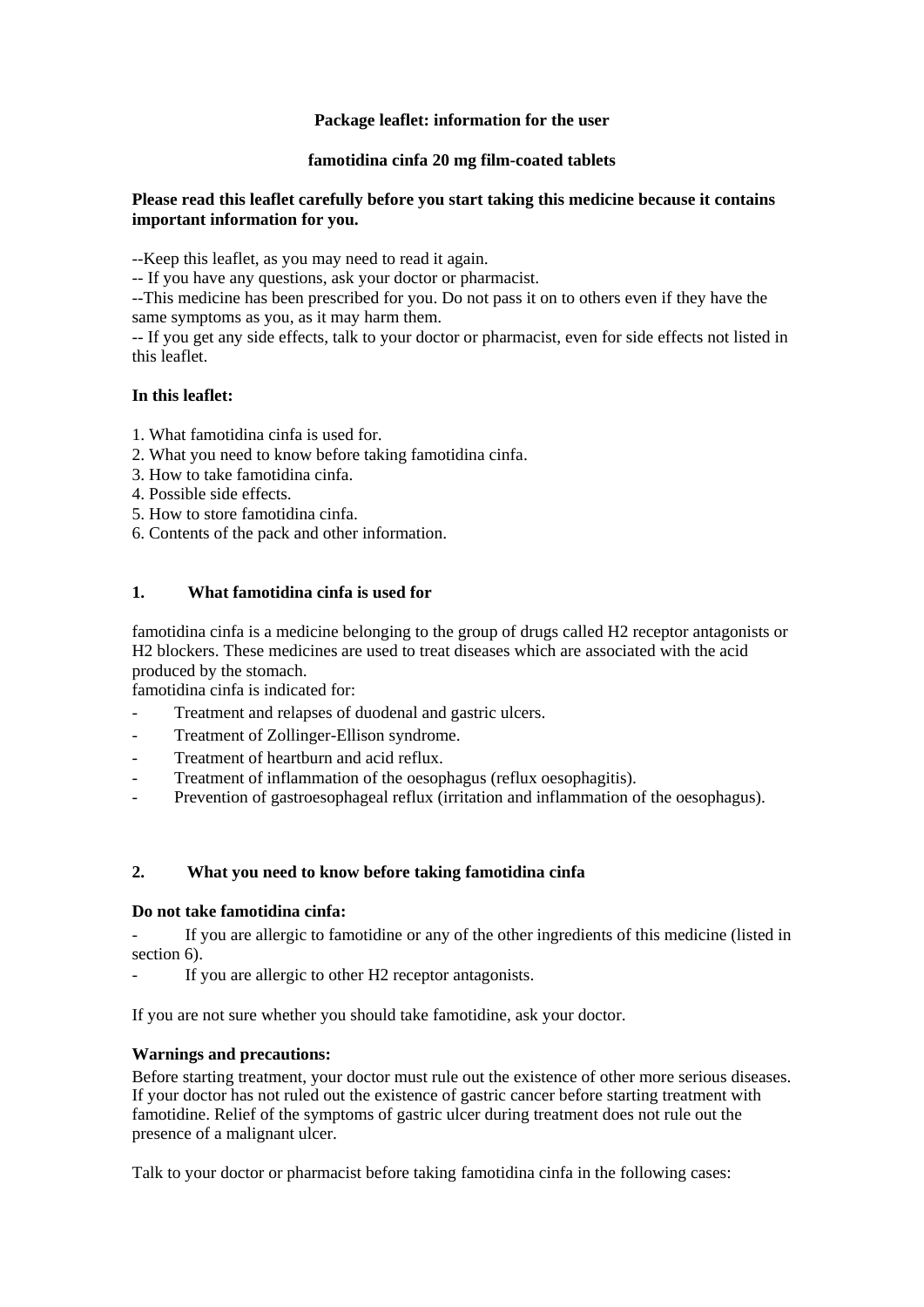**Package leaflet: information for the user**

**famotidina cinfa 20 mg film-coated tablets**

**Please read this leaflet carefully before you start taking this medicine because it contains important information for you.**

--Keep this leaflet, as you may need to read it again.
-- If you have any questions, ask your doctor or pharmacist.
--This medicine has been prescribed for you. Do not pass it on to others even if they have the same symptoms as you, as it may harm them.
-- If you get any side effects, talk to your doctor or pharmacist, even for side effects not listed in this leaflet.

**In this leaflet:**

1. What famotidina cinfa is used for.
2. What you need to know before taking famotidina cinfa.
3. How to take famotidina cinfa.
4. Possible side effects.
5. How to store famotidina cinfa.
6. Contents of the pack and other information.

## 1. What famotidina cinfa is used for

famotidina cinfa is a medicine belonging to the group of drugs called H2 receptor antagonists or H2 blockers. These medicines are used to treat diseases which are associated with the acid produced by the stomach.
famotidina cinfa is indicated for:

- Treatment and relapses of duodenal and gastric ulcers.
- Treatment of Zollinger-Ellison syndrome.
- Treatment of heartburn and acid reflux.
- Treatment of inflammation of the oesophagus (reflux oesophagitis).
- Prevention of gastroesophageal reflux (irritation and inflammation of the oesophagus).

## 2. What you need to know before taking famotidina cinfa

**Do not take famotidina cinfa:**

- If you are allergic to famotidine or any of the other ingredients of this medicine (listed in section 6).
- If you are allergic to other H2 receptor antagonists.

If you are not sure whether you should take famotidine, ask your doctor.

**Warnings and precautions:**

Before starting treatment, your doctor must rule out the existence of other more serious diseases. If your doctor has not ruled out the existence of gastric cancer before starting treatment with famotidine. Relief of the symptoms of gastric ulcer during treatment does not rule out the presence of a malignant ulcer.

Talk to your doctor or pharmacist before taking famotidina cinfa in the following cases: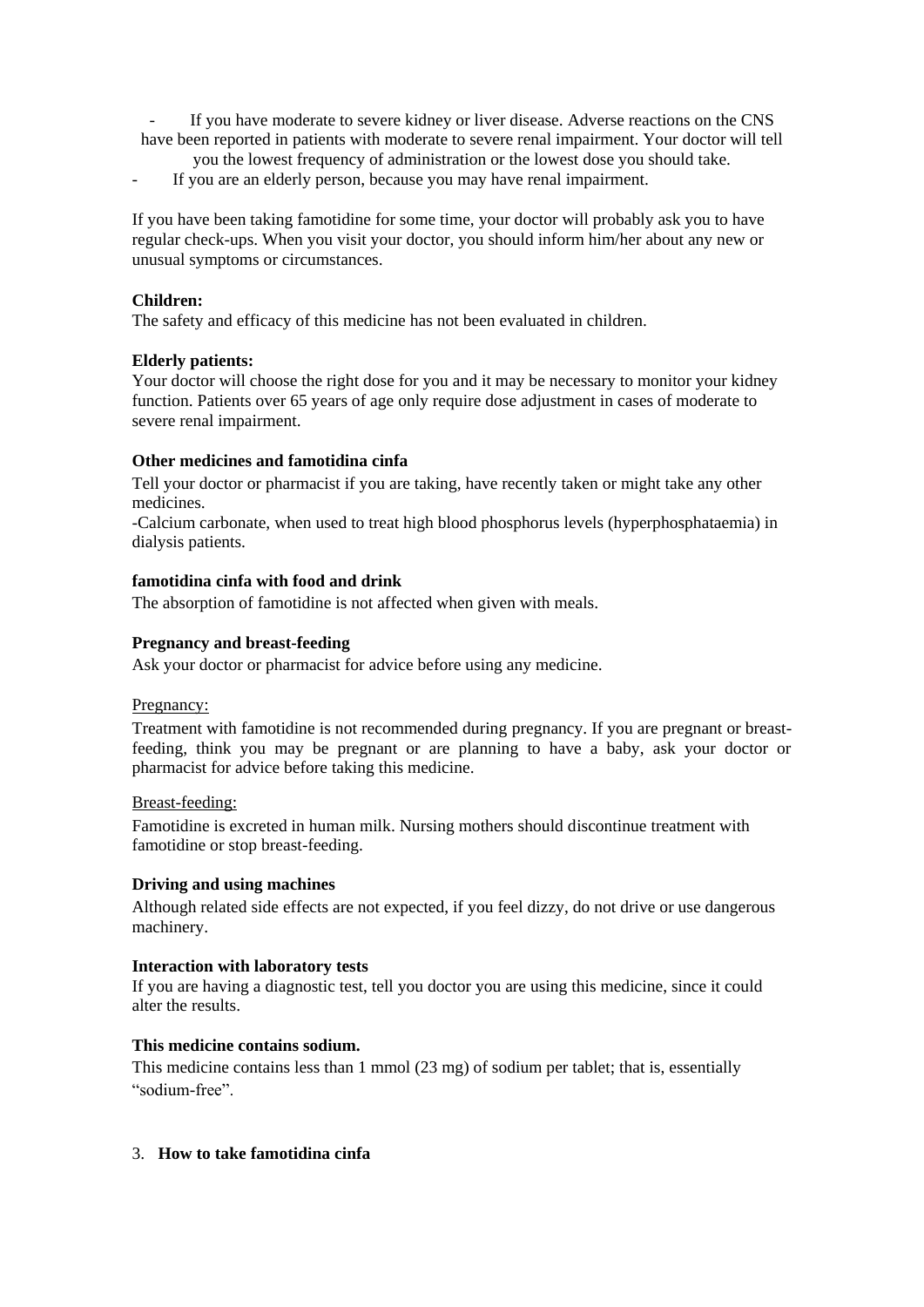- If you have moderate to severe kidney or liver disease. Adverse reactions on the CNS have been reported in patients with moderate to severe renal impairment. Your doctor will tell you the lowest frequency of administration or the lowest dose you should take.
- If you are an elderly person, because you may have renal impairment.

If you have been taking famotidine for some time, your doctor will probably ask you to have regular check-ups. When you visit your doctor, you should inform him/her about any new or unusual symptoms or circumstances.

**Children:**

The safety and efficacy of this medicine has not been evaluated in children.

**Elderly patients:**

Your doctor will choose the right dose for you and it may be necessary to monitor your kidney function. Patients over 65 years of age only require dose adjustment in cases of moderate to severe renal impairment.

**Other medicines and famotidina cinfa**

Tell your doctor or pharmacist if you are taking, have recently taken or might take any other medicines.

-Calcium carbonate, when used to treat high blood phosphorus levels (hyperphosphataemia) in dialysis patients.

**famotidina cinfa with food and drink**

The absorption of famotidine is not affected when given with meals.

**Pregnancy and breast-feeding**

Ask your doctor or pharmacist for advice before using any medicine.

Pregnancy:

Treatment with famotidine is not recommended during pregnancy. If you are pregnant or breast-feeding, think you may be pregnant or are planning to have a baby, ask your doctor or pharmacist for advice before taking this medicine.

Breast-feeding:

Famotidine is excreted in human milk. Nursing mothers should discontinue treatment with famotidine or stop breast-feeding.

**Driving and using machines**

Although related side effects are not expected, if you feel dizzy, do not drive or use dangerous machinery.

**Interaction with laboratory tests**

If you are having a diagnostic test, tell you doctor you are using this medicine, since it could alter the results.

**This medicine contains sodium.**

This medicine contains less than 1 mmol (23 mg) of sodium per tablet; that is, essentially "sodium-free".

3. **How to take famotidina cinfa**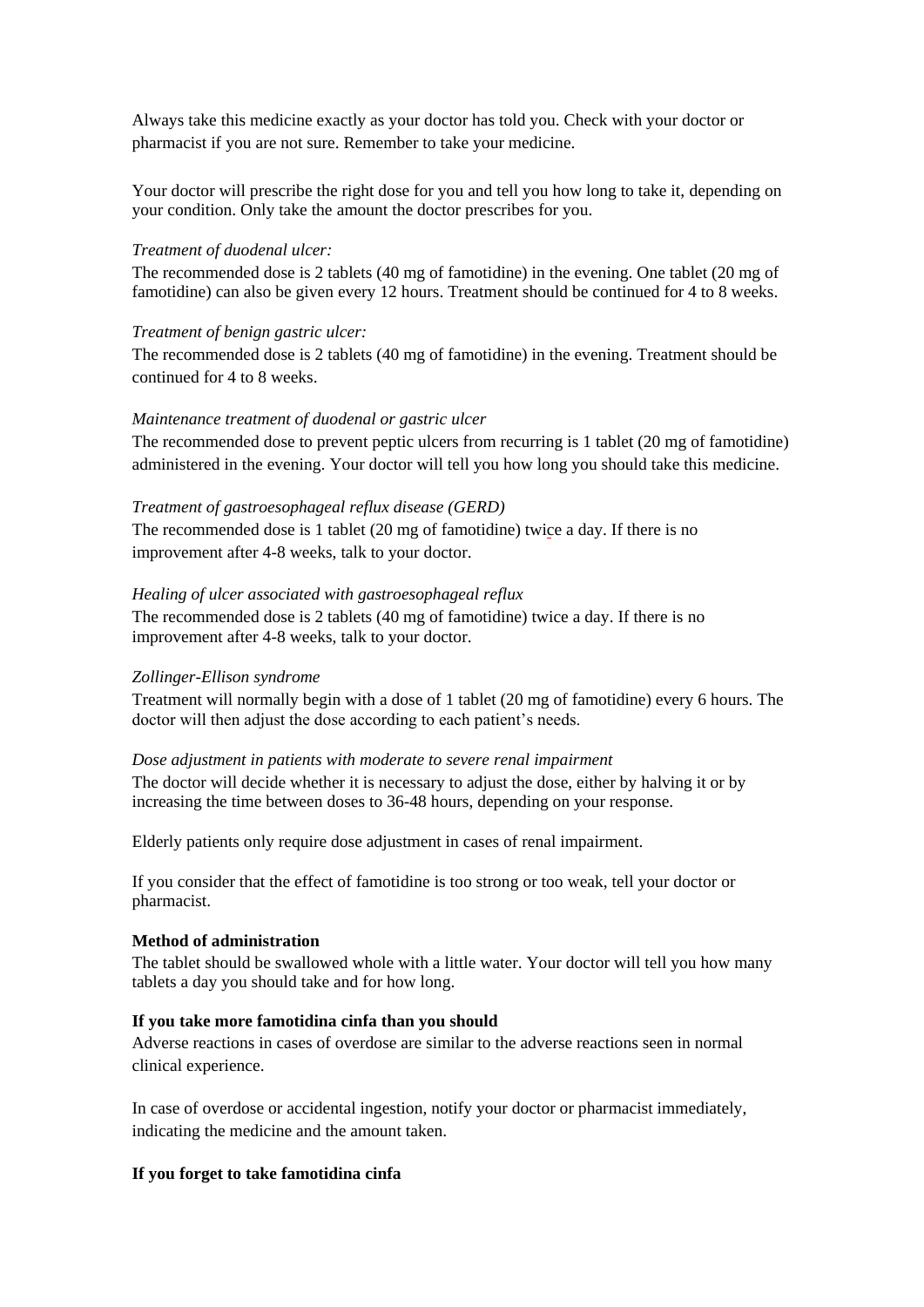Always take this medicine exactly as your doctor has told you. Check with your doctor or pharmacist if you are not sure. Remember to take your medicine.

Your doctor will prescribe the right dose for you and tell you how long to take it, depending on your condition. Only take the amount the doctor prescribes for you.

*Treatment of duodenal ulcer:*

The recommended dose is 2 tablets (40 mg of famotidine) in the evening. One tablet (20 mg of famotidine) can also be given every 12 hours. Treatment should be continued for 4 to 8 weeks.

*Treatment of benign gastric ulcer:*

The recommended dose is 2 tablets (40 mg of famotidine) in the evening. Treatment should be continued for 4 to 8 weeks.

*Maintenance treatment of duodenal or gastric ulcer*

The recommended dose to prevent peptic ulcers from recurring is 1 tablet (20 mg of famotidine) administered in the evening. Your doctor will tell you how long you should take this medicine.

*Treatment of gastroesophageal reflux disease (GERD)*

The recommended dose is 1 tablet (20 mg of famotidine) twice a day. If there is no improvement after 4-8 weeks, talk to your doctor.

*Healing of ulcer associated with gastroesophageal reflux*

The recommended dose is 2 tablets (40 mg of famotidine) twice a day. If there is no improvement after 4-8 weeks, talk to your doctor.

*Zollinger-Ellison syndrome*

Treatment will normally begin with a dose of 1 tablet (20 mg of famotidine) every 6 hours. The doctor will then adjust the dose according to each patient's needs.

*Dose adjustment in patients with moderate to severe renal impairment*

The doctor will decide whether it is necessary to adjust the dose, either by halving it or by increasing the time between doses to 36-48 hours, depending on your response.

Elderly patients only require dose adjustment in cases of renal impairment.

If you consider that the effect of famotidine is too strong or too weak, tell your doctor or pharmacist.

**Method of administration**

The tablet should be swallowed whole with a little water. Your doctor will tell you how many tablets a day you should take and for how long.

**If you take more famotidina cinfa than you should**

Adverse reactions in cases of overdose are similar to the adverse reactions seen in normal clinical experience.

In case of overdose or accidental ingestion, notify your doctor or pharmacist immediately, indicating the medicine and the amount taken.

**If you forget to take famotidina cinfa**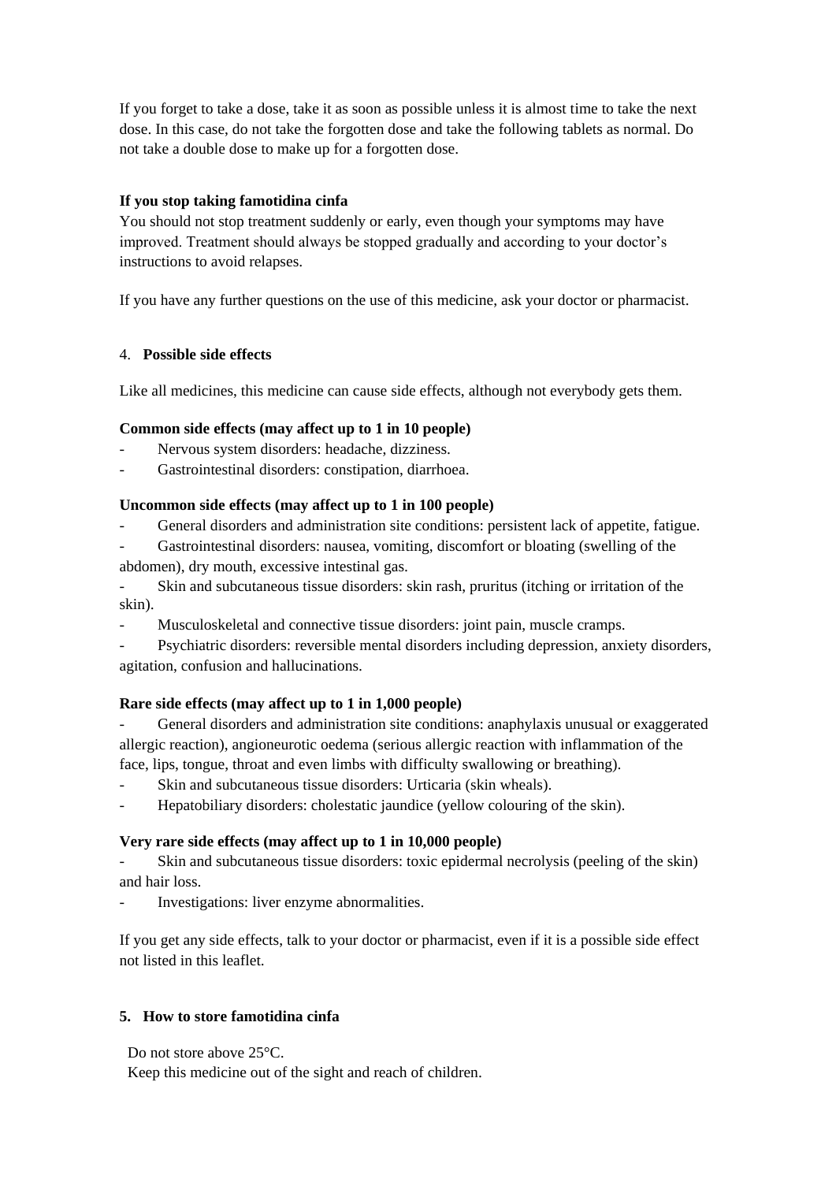If you forget to take a dose, take it as soon as possible unless it is almost time to take the next dose. In this case, do not take the forgotten dose and take the following tablets as normal. Do not take a double dose to make up for a forgotten dose.

**If you stop taking famotidina cinfa**

You should not stop treatment suddenly or early, even though your symptoms may have improved. Treatment should always be stopped gradually and according to your doctor's instructions to avoid relapses.

If you have any further questions on the use of this medicine, ask your doctor or pharmacist.

## 4. **Possible side effects**

Like all medicines, this medicine can cause side effects, although not everybody gets them.

**Common side effects (may affect up to 1 in 10 people)**

- Nervous system disorders: headache, dizziness.
- Gastrointestinal disorders: constipation, diarrhoea.

**Uncommon side effects (may affect up to 1 in 100 people)**

- General disorders and administration site conditions: persistent lack of appetite, fatigue.
- Gastrointestinal disorders: nausea, vomiting, discomfort or bloating (swelling of the abdomen), dry mouth, excessive intestinal gas.
- Skin and subcutaneous tissue disorders: skin rash, pruritus (itching or irritation of the skin).
- Musculoskeletal and connective tissue disorders: joint pain, muscle cramps.
- Psychiatric disorders: reversible mental disorders including depression, anxiety disorders, agitation, confusion and hallucinations.

**Rare side effects (may affect up to 1 in 1,000 people)**

- General disorders and administration site conditions: anaphylaxis unusual or exaggerated allergic reaction), angioneurotic oedema (serious allergic reaction with inflammation of the face, lips, tongue, throat and even limbs with difficulty swallowing or breathing).
- Skin and subcutaneous tissue disorders: Urticaria (skin wheals).
- Hepatobiliary disorders: cholestatic jaundice (yellow colouring of the skin).

**Very rare side effects (may affect up to 1 in 10,000 people)**

- Skin and subcutaneous tissue disorders: toxic epidermal necrolysis (peeling of the skin) and hair loss.
- Investigations: liver enzyme abnormalities.

If you get any side effects, talk to your doctor or pharmacist, even if it is a possible side effect not listed in this leaflet.

## 5. **How to store famotidina cinfa**

Do not store above 25°C.
Keep this medicine out of the sight and reach of children.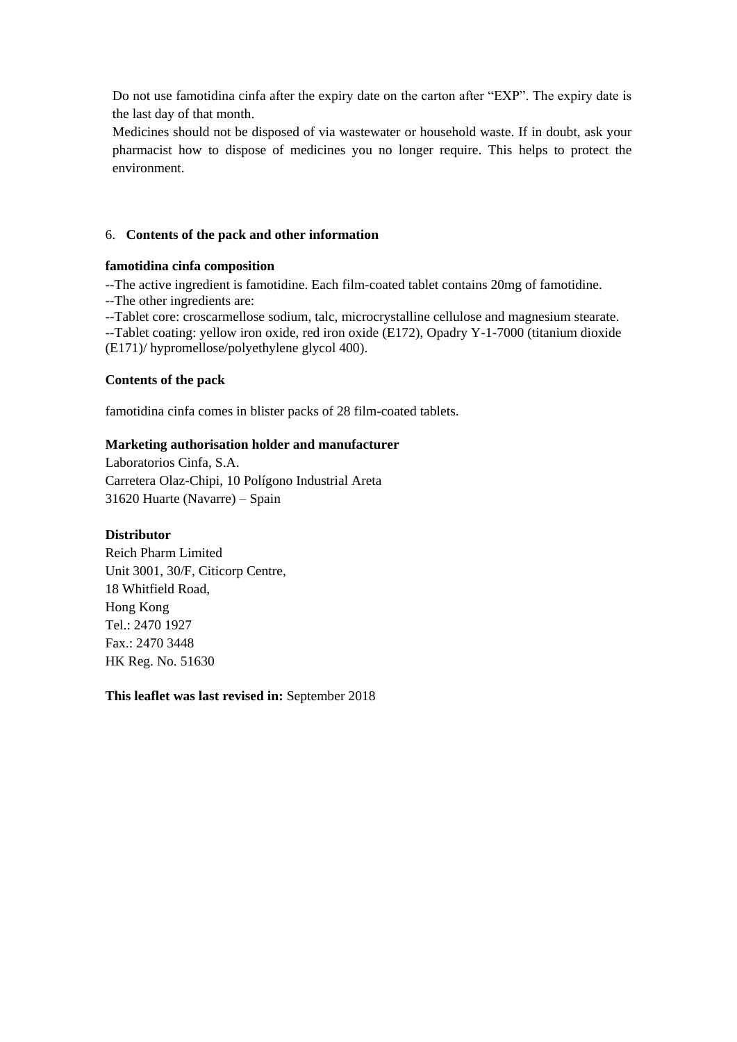Do not use famotidina cinfa after the expiry date on the carton after "EXP". The expiry date is the last day of that month.
Medicines should not be disposed of via wastewater or household waste. If in doubt, ask your pharmacist how to dispose of medicines you no longer require. This helps to protect the environment.

## 6. **Contents of the pack and other information**

**famotidina cinfa composition**

--The active ingredient is famotidine. Each film-coated tablet contains 20mg of famotidine.
--The other ingredients are:
--Tablet core: croscarmellose sodium, talc, microcrystalline cellulose and magnesium stearate.
--Tablet coating: yellow iron oxide, red iron oxide (E172), Opadry Y-1-7000 (titanium dioxide (E171)/ hypromellose/polyethylene glycol 400).

**Contents of the pack**

famotidina cinfa comes in blister packs of 28 film-coated tablets.

**Marketing authorisation holder and manufacturer**

Laboratorios Cinfa, S.A.
Carretera Olaz-Chipi, 10 Polígono Industrial Areta
31620 Huarte (Navarre) – Spain

**Distributor**

Reich Pharm Limited
Unit 3001, 30/F, Citicorp Centre,
18 Whitfield Road,
Hong Kong
Tel.: 2470 1927
Fax.: 2470 3448
HK Reg. No. 51630

**This leaflet was last revised in:** September 2018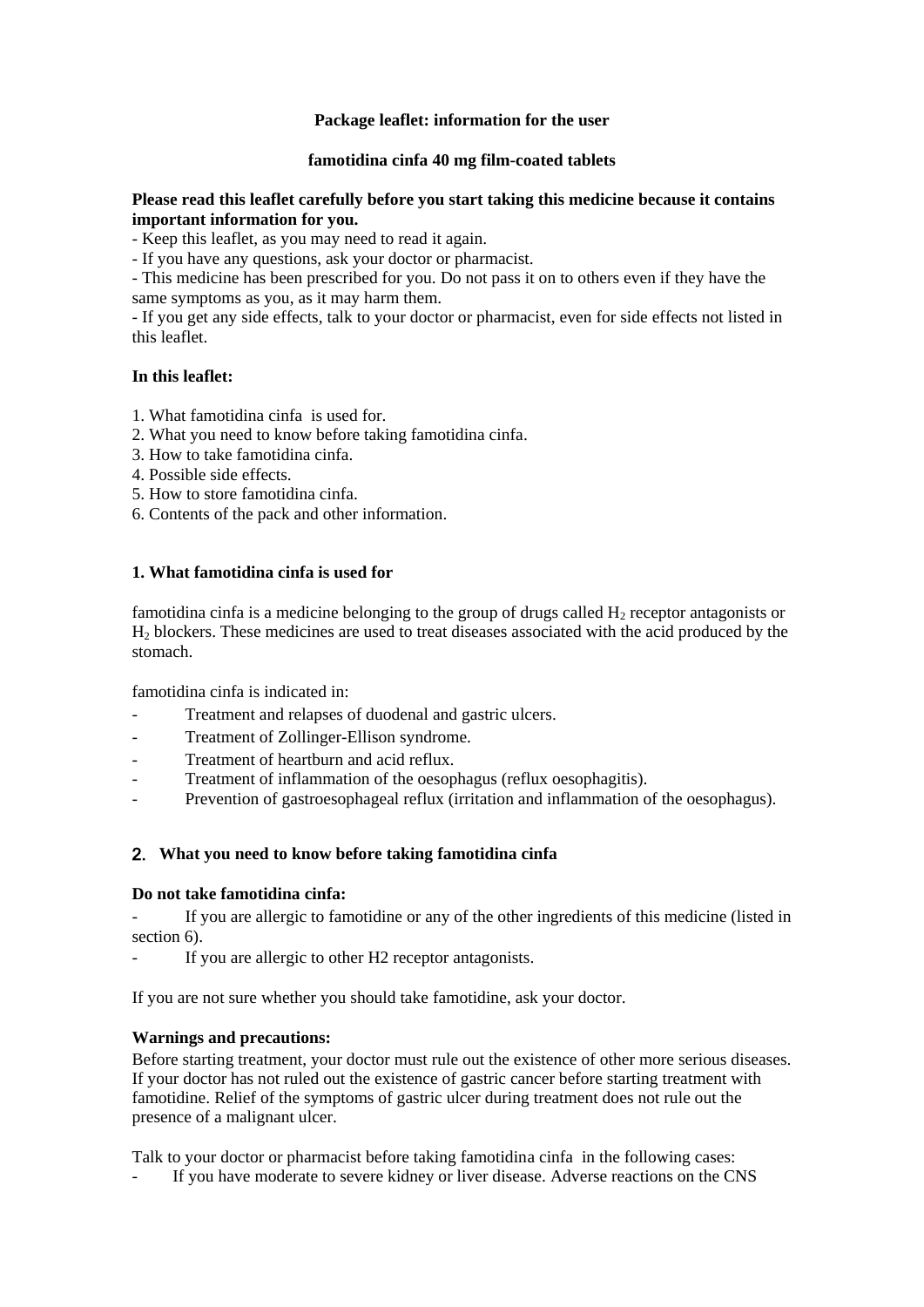**Package leaflet: information for the user**

**famotidina cinfa 40 mg film-coated tablets**

**Please read this leaflet carefully before you start taking this medicine because it contains important information for you.**

- Keep this leaflet, as you may need to read it again.
- If you have any questions, ask your doctor or pharmacist.
- This medicine has been prescribed for you. Do not pass it on to others even if they have the same symptoms as you, as it may harm them.
- If you get any side effects, talk to your doctor or pharmacist, even for side effects not listed in this leaflet.

**In this leaflet:**

1. What famotidina cinfa is used for.
2. What you need to know before taking famotidina cinfa.
3. How to take famotidina cinfa.
4. Possible side effects.
5. How to store famotidina cinfa.
6. Contents of the pack and other information.

## 1. What famotidina cinfa is used for

famotidina cinfa is a medicine belonging to the group of drugs called $H_2$ receptor antagonists or $H_2$ blockers. These medicines are used to treat diseases associated with the acid produced by the stomach.

famotidina cinfa is indicated in:

- Treatment and relapses of duodenal and gastric ulcers.
- Treatment of Zollinger-Ellison syndrome.
- Treatment of heartburn and acid reflux.
- Treatment of inflammation of the oesophagus (reflux oesophagitis).
- Prevention of gastroesophageal reflux (irritation and inflammation of the oesophagus).

## 2. What you need to know before taking famotidina cinfa

**Do not take famotidina cinfa:**

- If you are allergic to famotidine or any of the other ingredients of this medicine (listed in section 6).
- If you are allergic to other H2 receptor antagonists.

If you are not sure whether you should take famotidine, ask your doctor.

**Warnings and precautions:**

Before starting treatment, your doctor must rule out the existence of other more serious diseases. If your doctor has not ruled out the existence of gastric cancer before starting treatment with famotidine. Relief of the symptoms of gastric ulcer during treatment does not rule out the presence of a malignant ulcer.

Talk to your doctor or pharmacist before taking famotidina cinfa in the following cases:

- If you have moderate to severe kidney or liver disease. Adverse reactions on the CNS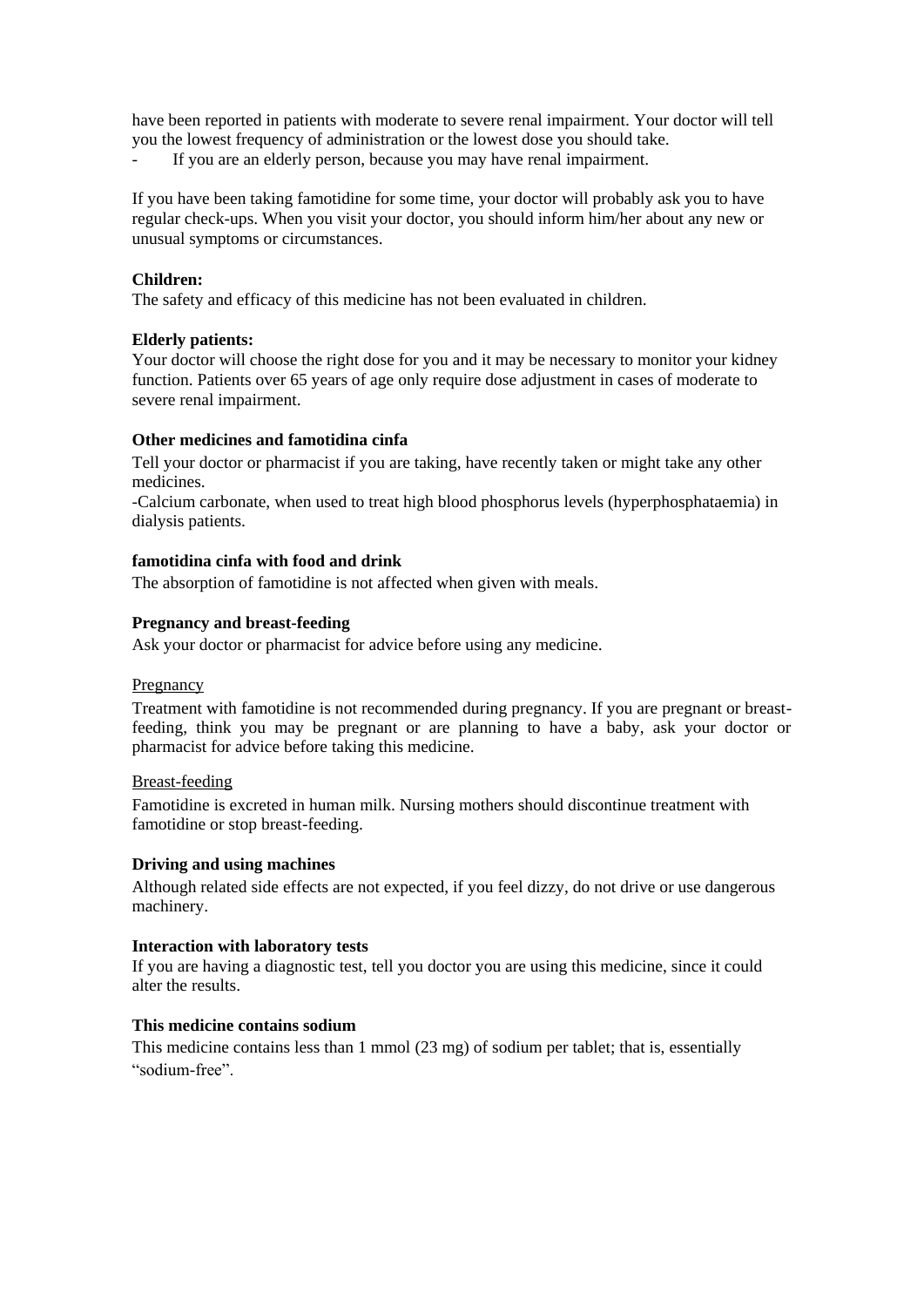have been reported in patients with moderate to severe renal impairment. Your doctor will tell you the lowest frequency of administration or the lowest dose you should take.

- If you are an elderly person, because you may have renal impairment.

If you have been taking famotidine for some time, your doctor will probably ask you to have regular check-ups. When you visit your doctor, you should inform him/her about any new or unusual symptoms or circumstances.

**Children:**

The safety and efficacy of this medicine has not been evaluated in children.

**Elderly patients:**

Your doctor will choose the right dose for you and it may be necessary to monitor your kidney function. Patients over 65 years of age only require dose adjustment in cases of moderate to severe renal impairment.

**Other medicines and famotidina cinfa**

Tell your doctor or pharmacist if you are taking, have recently taken or might take any other medicines.

-Calcium carbonate, when used to treat high blood phosphorus levels (hyperphosphataemia) in dialysis patients.

**famotidina cinfa with food and drink**

The absorption of famotidine is not affected when given with meals.

**Pregnancy and breast-feeding**

Ask your doctor or pharmacist for advice before using any medicine.

Pregnancy

Treatment with famotidine is not recommended during pregnancy. If you are pregnant or breast-feeding, think you may be pregnant or are planning to have a baby, ask your doctor or pharmacist for advice before taking this medicine.

Breast-feeding

Famotidine is excreted in human milk. Nursing mothers should discontinue treatment with famotidine or stop breast-feeding.

**Driving and using machines**

Although related side effects are not expected, if you feel dizzy, do not drive or use dangerous machinery.

**Interaction with laboratory tests**

If you are having a diagnostic test, tell you doctor you are using this medicine, since it could alter the results.

**This medicine contains sodium**

This medicine contains less than 1 mmol (23 mg) of sodium per tablet; that is, essentially "sodium-free".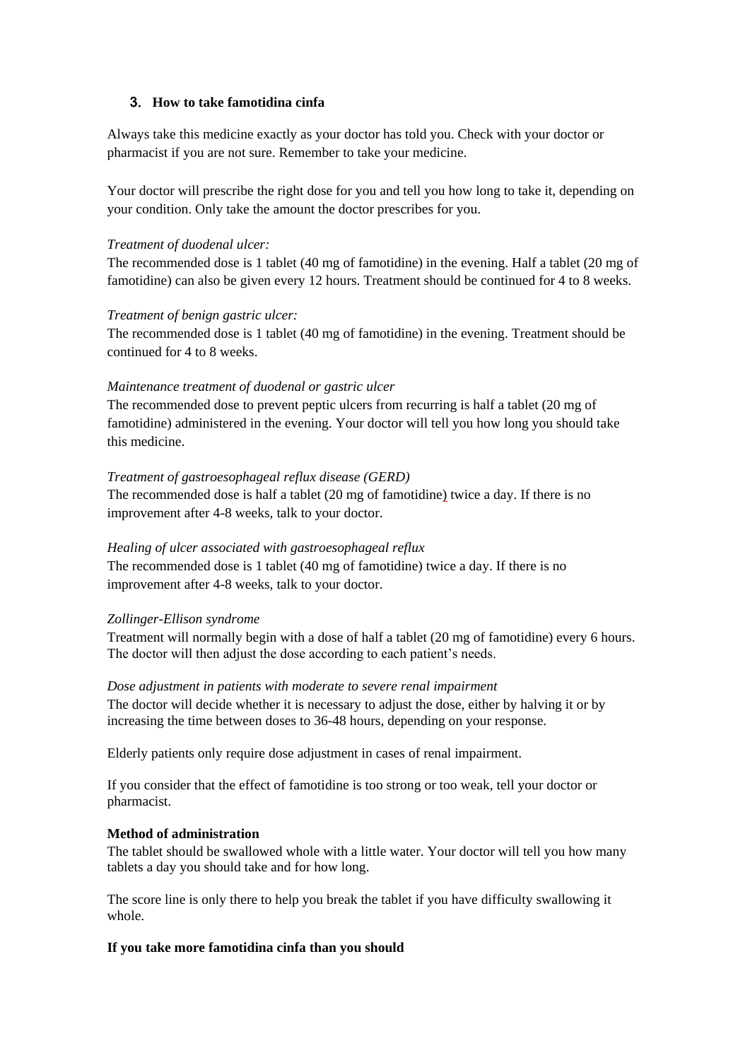## 3. How to take famotidina cinfa

Always take this medicine exactly as your doctor has told you. Check with your doctor or pharmacist if you are not sure. Remember to take your medicine.

Your doctor will prescribe the right dose for you and tell you how long to take it, depending on your condition. Only take the amount the doctor prescribes for you.

*Treatment of duodenal ulcer:*
The recommended dose is 1 tablet (40 mg of famotidine) in the evening. Half a tablet (20 mg of famotidine) can also be given every 12 hours. Treatment should be continued for 4 to 8 weeks.

*Treatment of benign gastric ulcer:*
The recommended dose is 1 tablet (40 mg of famotidine) in the evening. Treatment should be continued for 4 to 8 weeks.

*Maintenance treatment of duodenal or gastric ulcer*
The recommended dose to prevent peptic ulcers from recurring is half a tablet (20 mg of famotidine) administered in the evening. Your doctor will tell you how long you should take this medicine.

*Treatment of gastroesophageal reflux disease (GERD)*
The recommended dose is half a tablet (20 mg of famotidine) twice a day. If there is no improvement after 4-8 weeks, talk to your doctor.

*Healing of ulcer associated with gastroesophageal reflux*
The recommended dose is 1 tablet (40 mg of famotidine) twice a day. If there is no improvement after 4-8 weeks, talk to your doctor.

*Zollinger-Ellison syndrome*
Treatment will normally begin with a dose of half a tablet (20 mg of famotidine) every 6 hours. The doctor will then adjust the dose according to each patient's needs.

*Dose adjustment in patients with moderate to severe renal impairment*
The doctor will decide whether it is necessary to adjust the dose, either by halving it or by increasing the time between doses to 36-48 hours, depending on your response.

Elderly patients only require dose adjustment in cases of renal impairment.

If you consider that the effect of famotidine is too strong or too weak, tell your doctor or pharmacist.

**Method of administration**
The tablet should be swallowed whole with a little water. Your doctor will tell you how many tablets a day you should take and for how long.

The score line is only there to help you break the tablet if you have difficulty swallowing it whole.

**If you take more famotidina cinfa than you should**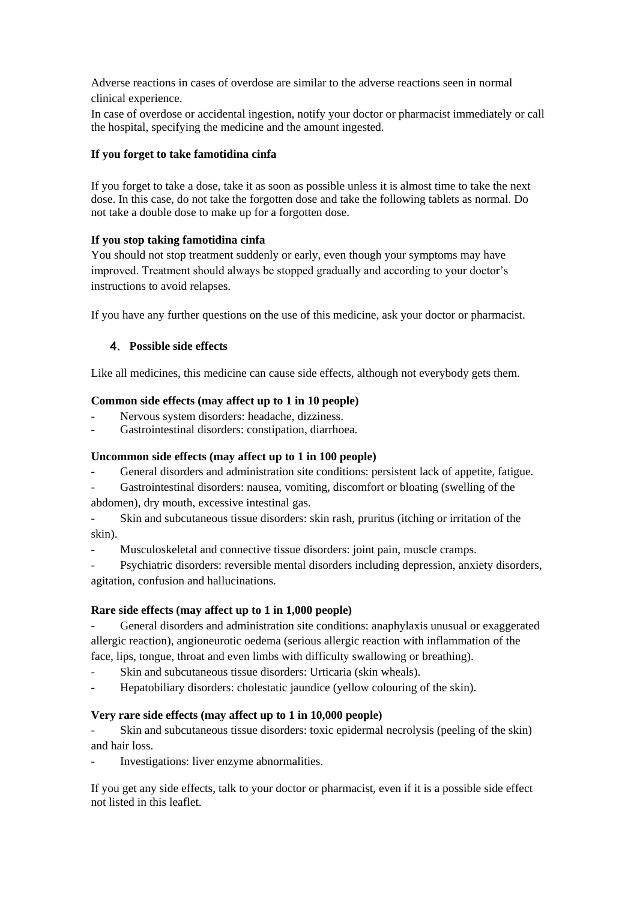Adverse reactions in cases of overdose are similar to the adverse reactions seen in normal clinical experience.
In case of overdose or accidental ingestion, notify your doctor or pharmacist immediately or call the hospital, specifying the medicine and the amount ingested.

**If you forget to take famotidina cinfa**

If you forget to take a dose, take it as soon as possible unless it is almost time to take the next dose. In this case, do not take the forgotten dose and take the following tablets as normal. Do not take a double dose to make up for a forgotten dose.

**If you stop taking famotidina cinfa**
You should not stop treatment suddenly or early, even though your symptoms may have improved. Treatment should always be stopped gradually and according to your doctor's instructions to avoid relapses.

If you have any further questions on the use of this medicine, ask your doctor or pharmacist.

## 4. Possible side effects

Like all medicines, this medicine can cause side effects, although not everybody gets them.

**Common side effects (may affect up to 1 in 10 people)**

- Nervous system disorders: headache, dizziness.
- Gastrointestinal disorders: constipation, diarrhoea.

**Uncommon side effects (may affect up to 1 in 100 people)**

- General disorders and administration site conditions: persistent lack of appetite, fatigue.
- Gastrointestinal disorders: nausea, vomiting, discomfort or bloating (swelling of the abdomen), dry mouth, excessive intestinal gas.
- Skin and subcutaneous tissue disorders: skin rash, pruritus (itching or irritation of the skin).
- Musculoskeletal and connective tissue disorders: joint pain, muscle cramps.
- Psychiatric disorders: reversible mental disorders including depression, anxiety disorders, agitation, confusion and hallucinations.

**Rare side effects (may affect up to 1 in 1,000 people)**

- General disorders and administration site conditions: anaphylaxis unusual or exaggerated allergic reaction), angioneurotic oedema (serious allergic reaction with inflammation of the face, lips, tongue, throat and even limbs with difficulty swallowing or breathing).
- Skin and subcutaneous tissue disorders: Urticaria (skin wheals).
- Hepatobiliary disorders: cholestatic jaundice (yellow colouring of the skin).

**Very rare side effects (may affect up to 1 in 10,000 people)**

- Skin and subcutaneous tissue disorders: toxic epidermal necrolysis (peeling of the skin) and hair loss.
- Investigations: liver enzyme abnormalities.

If you get any side effects, talk to your doctor or pharmacist, even if it is a possible side effect not listed in this leaflet.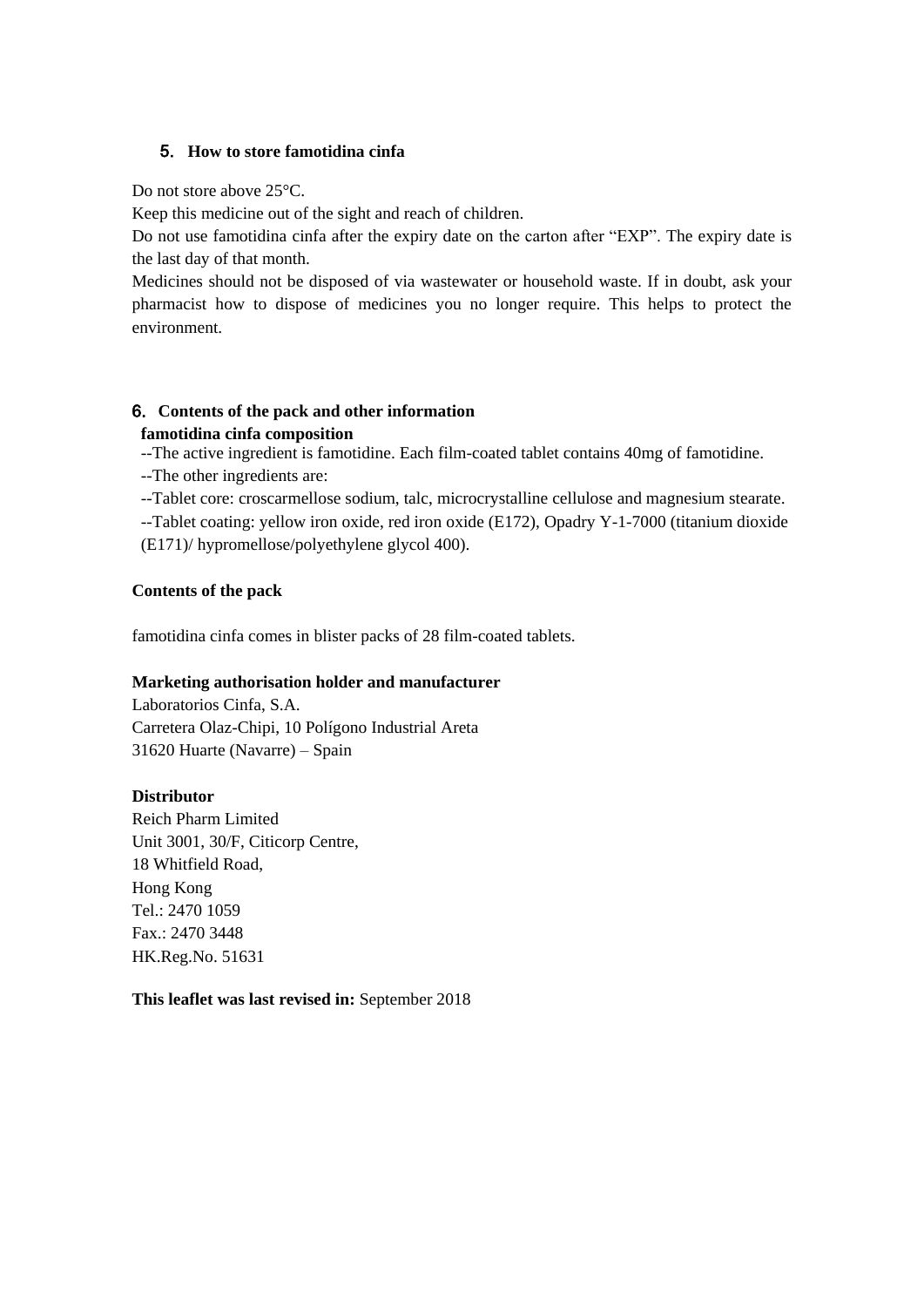## 5. How to store famotidina cinfa

Do not store above 25°C.

Keep this medicine out of the sight and reach of children.

Do not use famotidina cinfa after the expiry date on the carton after "EXP". The expiry date is the last day of that month.

Medicines should not be disposed of via wastewater or household waste. If in doubt, ask your pharmacist how to dispose of medicines you no longer require. This helps to protect the environment.

## 6. Contents of the pack and other information

**famotidina cinfa composition**

--The active ingredient is famotidine. Each film-coated tablet contains 40mg of famotidine.

--The other ingredients are:

--Tablet core: croscarmellose sodium, talc, microcrystalline cellulose and magnesium stearate.

--Tablet coating: yellow iron oxide, red iron oxide (E172), Opadry Y-1-7000 (titanium dioxide (E171)/ hypromellose/polyethylene glycol 400).

**Contents of the pack**

famotidina cinfa comes in blister packs of 28 film-coated tablets.

**Marketing authorisation holder and manufacturer**

Laboratorios Cinfa, S.A.
Carretera Olaz-Chipi, 10 Polígono Industrial Areta
31620 Huarte (Navarre) – Spain

**Distributor**

Reich Pharm Limited
Unit 3001, 30/F, Citicorp Centre,
18 Whitfield Road,
Hong Kong
Tel.: 2470 1059
Fax.: 2470 3448
HK.Reg.No. 51631

**This leaflet was last revised in:** September 2018